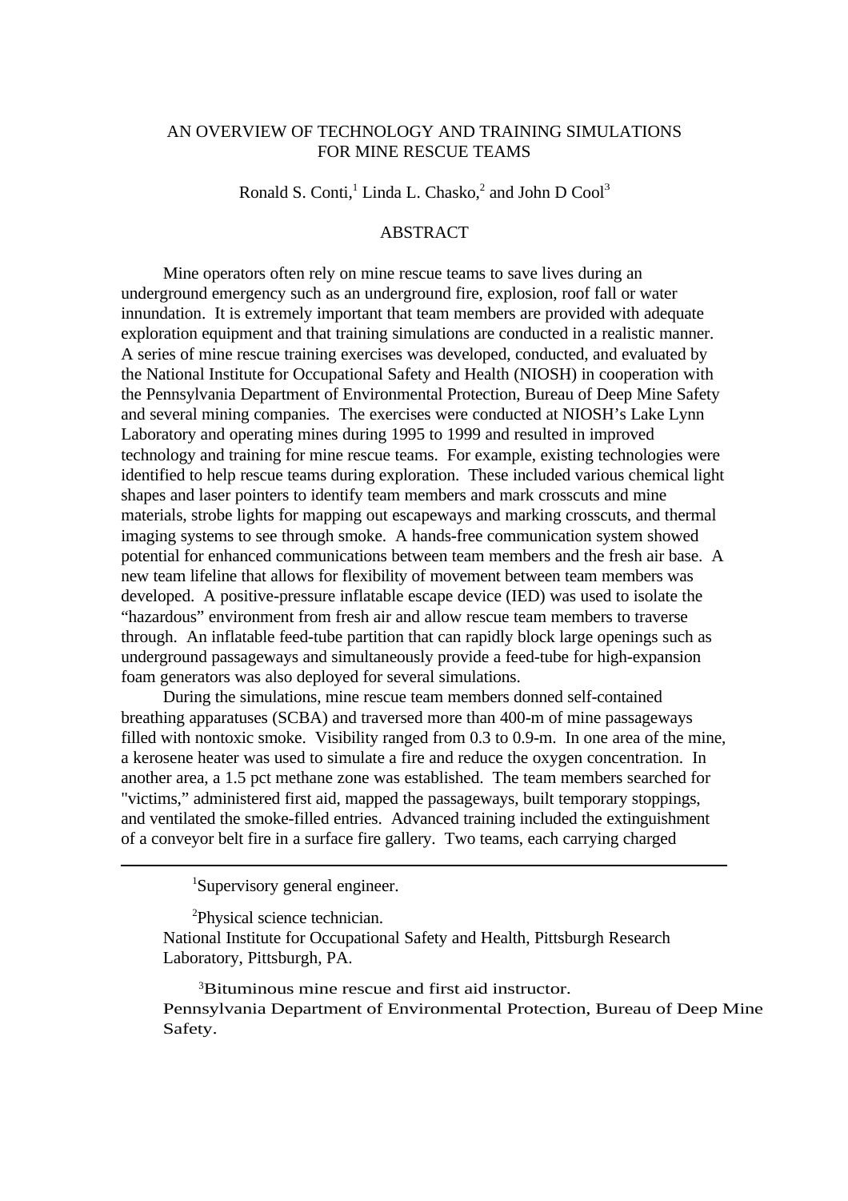# AN OVERVIEW OF TECHNOLOGY AND TRAINING SIMULATIONS FOR MINE RESCUE TEAMS

Ronald S. Conti,[1] Linda L. Chasko,[2] and John D Cool[3]

## ABSTRACT

Mine operators often rely on mine rescue teams to save lives during an underground emergency such as an underground fire, explosion, roof fall or water innundation. It is extremely important that team members are provided with adequate exploration equipment and that training simulations are conducted in a realistic manner. A series of mine rescue training exercises was developed, conducted, and evaluated by the National Institute for Occupational Safety and Health (NIOSH) in cooperation with the Pennsylvania Department of Environmental Protection, Bureau of Deep Mine Safety and several mining companies. The exercises were conducted at NIOSH's Lake Lynn Laboratory and operating mines during 1995 to 1999 and resulted in improved technology and training for mine rescue teams. For example, existing technologies were identified to help rescue teams during exploration. These included various chemical light shapes and laser pointers to identify team members and mark crosscuts and mine materials, strobe lights for mapping out escapeways and marking crosscuts, and thermal imaging systems to see through smoke. A hands-free communication system showed potential for enhanced communications between team members and the fresh air base. A new team lifeline that allows for flexibility of movement between team members was developed. A positive-pressure inflatable escape device (IED) was used to isolate the "hazardous" environment from fresh air and allow rescue team members to traverse through. An inflatable feed-tube partition that can rapidly block large openings such as underground passageways and simultaneously provide a feed-tube for high-expansion foam generators was also deployed for several simulations.

During the simulations, mine rescue team members donned self-contained breathing apparatuses (SCBA) and traversed more than 400-m of mine passageways filled with nontoxic smoke. Visibility ranged from 0.3 to 0.9-m. In one area of the mine, a kerosene heater was used to simulate a fire and reduce the oxygen concentration. In another area, a 1.5 pct methane zone was established. The team members searched for "victims," administered first aid, mapped the passageways, built temporary stoppings, and ventilated the smoke-filled entries. Advanced training included the extinguishment of a conveyor belt fire in a surface fire gallery. Two teams, each carrying charged

---

[1]Supervisory general engineer.

[2]Physical science technician.
National Institute for Occupational Safety and Health, Pittsburgh Research Laboratory, Pittsburgh, PA.

[3]Bituminous mine rescue and first aid instructor.
Pennsylvania Department of Environmental Protection, Bureau of Deep Mine Safety.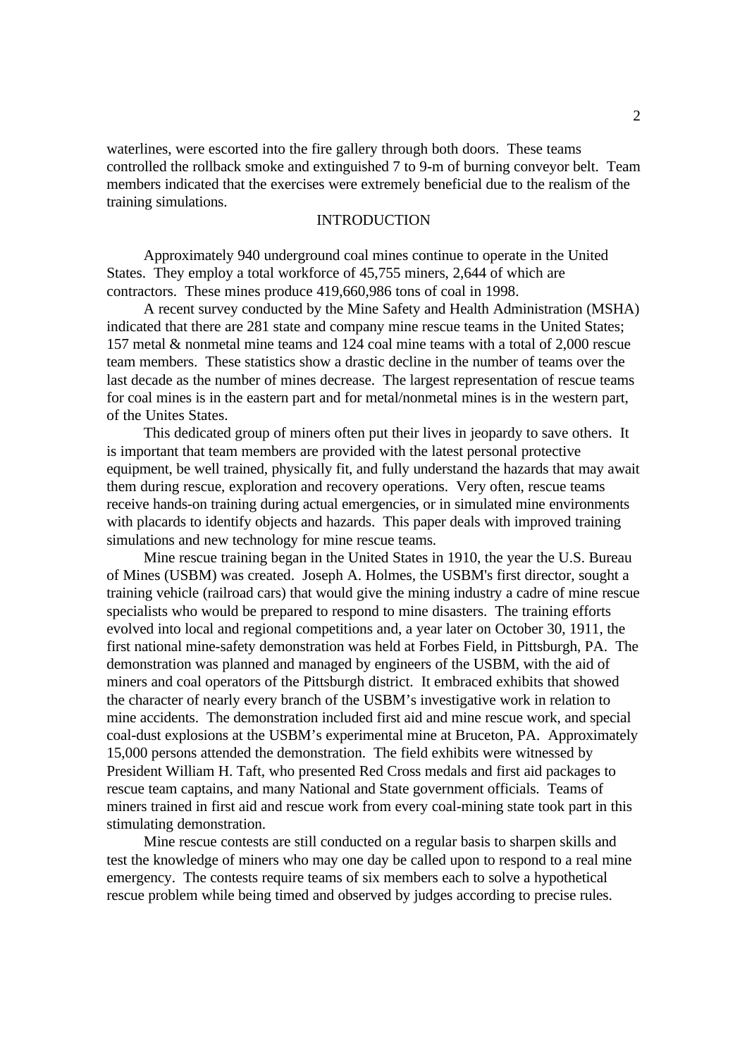waterlines, were escorted into the fire gallery through both doors. These teams controlled the rollback smoke and extinguished 7 to 9-m of burning conveyor belt. Team members indicated that the exercises were extremely beneficial due to the realism of the training simulations.

## INTRODUCTION

Approximately 940 underground coal mines continue to operate in the United States. They employ a total workforce of 45,755 miners, 2,644 of which are contractors. These mines produce 419,660,986 tons of coal in 1998.

A recent survey conducted by the Mine Safety and Health Administration (MSHA) indicated that there are 281 state and company mine rescue teams in the United States; 157 metal & nonmetal mine teams and 124 coal mine teams with a total of 2,000 rescue team members. These statistics show a drastic decline in the number of teams over the last decade as the number of mines decrease. The largest representation of rescue teams for coal mines is in the eastern part and for metal/nonmetal mines is in the western part, of the Unites States.

This dedicated group of miners often put their lives in jeopardy to save others. It is important that team members are provided with the latest personal protective equipment, be well trained, physically fit, and fully understand the hazards that may await them during rescue, exploration and recovery operations. Very often, rescue teams receive hands-on training during actual emergencies, or in simulated mine environments with placards to identify objects and hazards. This paper deals with improved training simulations and new technology for mine rescue teams.

Mine rescue training began in the United States in 1910, the year the U.S. Bureau of Mines (USBM) was created. Joseph A. Holmes, the USBM's first director, sought a training vehicle (railroad cars) that would give the mining industry a cadre of mine rescue specialists who would be prepared to respond to mine disasters. The training efforts evolved into local and regional competitions and, a year later on October 30, 1911, the first national mine-safety demonstration was held at Forbes Field, in Pittsburgh, PA. The demonstration was planned and managed by engineers of the USBM, with the aid of miners and coal operators of the Pittsburgh district. It embraced exhibits that showed the character of nearly every branch of the USBM's investigative work in relation to mine accidents. The demonstration included first aid and mine rescue work, and special coal-dust explosions at the USBM's experimental mine at Bruceton, PA. Approximately 15,000 persons attended the demonstration. The field exhibits were witnessed by President William H. Taft, who presented Red Cross medals and first aid packages to rescue team captains, and many National and State government officials. Teams of miners trained in first aid and rescue work from every coal-mining state took part in this stimulating demonstration.

Mine rescue contests are still conducted on a regular basis to sharpen skills and test the knowledge of miners who may one day be called upon to respond to a real mine emergency. The contests require teams of six members each to solve a hypothetical rescue problem while being timed and observed by judges according to precise rules.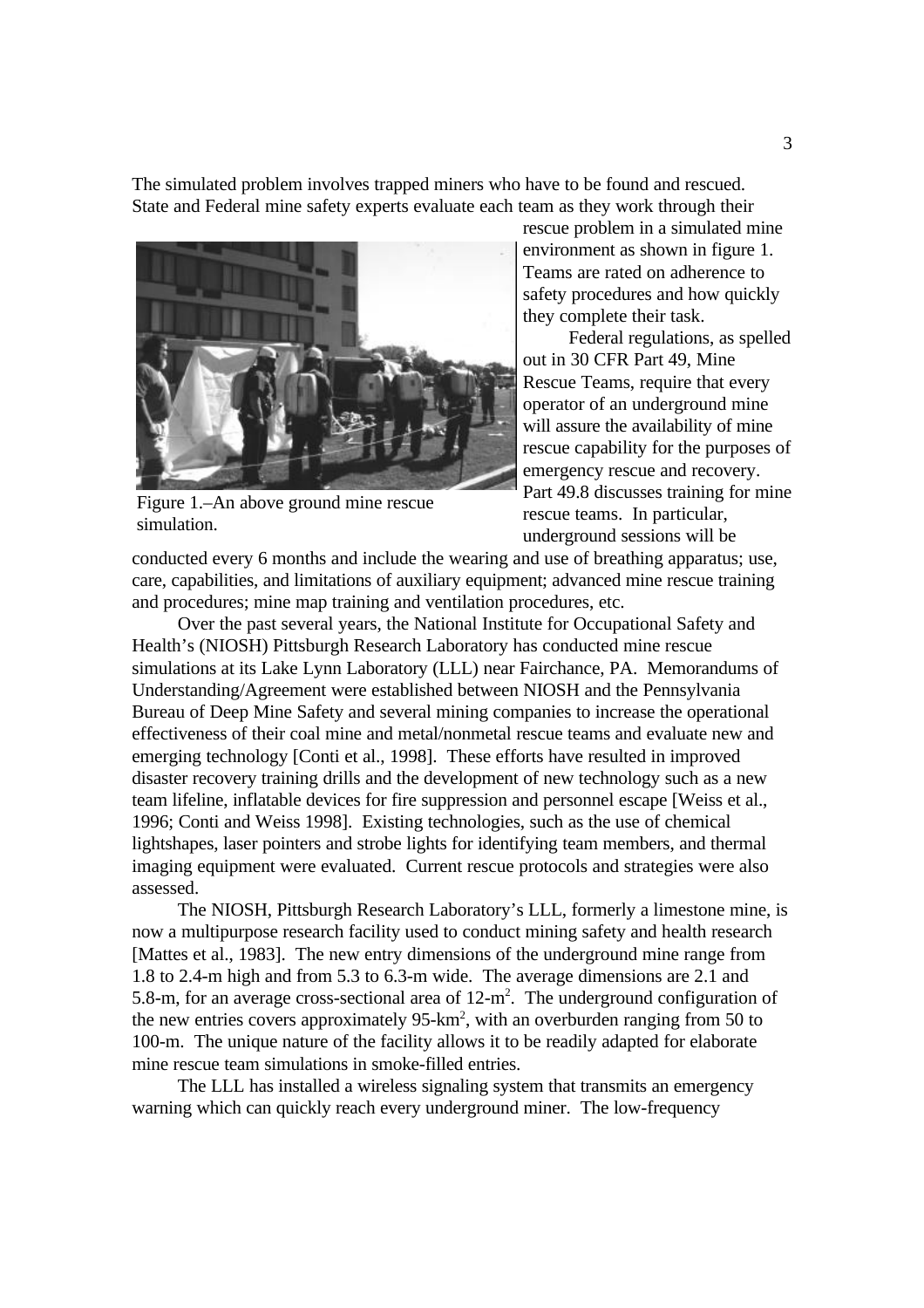The simulated problem involves trapped miners who have to be found and rescued. State and Federal mine safety experts evaluate each team as they work through their rescue problem in a simulated mine environment as shown in figure 1. Teams are rated on adherence to safety procedures and how quickly they complete their task.

Figure 1.–An above ground mine rescue simulation.

Federal regulations, as spelled out in 30 CFR Part 49, Mine Rescue Teams, require that every operator of an underground mine will assure the availability of mine rescue capability for the purposes of emergency rescue and recovery. Part 49.8 discusses training for mine rescue teams. In particular, underground sessions will be conducted every 6 months and include the wearing and use of breathing apparatus; use, care, capabilities, and limitations of auxiliary equipment; advanced mine rescue training and procedures; mine map training and ventilation procedures, etc.

Over the past several years, the National Institute for Occupational Safety and Health's (NIOSH) Pittsburgh Research Laboratory has conducted mine rescue simulations at its Lake Lynn Laboratory (LLL) near Fairchance, PA. Memorandums of Understanding/Agreement were established between NIOSH and the Pennsylvania Bureau of Deep Mine Safety and several mining companies to increase the operational effectiveness of their coal mine and metal/nonmetal rescue teams and evaluate new and emerging technology [Conti et al., 1998]. These efforts have resulted in improved disaster recovery training drills and the development of new technology such as a new team lifeline, inflatable devices for fire suppression and personnel escape [Weiss et al., 1996; Conti and Weiss 1998]. Existing technologies, such as the use of chemical lightshapes, laser pointers and strobe lights for identifying team members, and thermal imaging equipment were evaluated. Current rescue protocols and strategies were also assessed.

The NIOSH, Pittsburgh Research Laboratory's LLL, formerly a limestone mine, is now a multipurpose research facility used to conduct mining safety and health research [Mattes et al., 1983]. The new entry dimensions of the underground mine range from 1.8 to 2.4-m high and from 5.3 to 6.3-m wide. The average dimensions are 2.1 and 5.8-m, for an average cross-sectional area of 12-$m^2$. The underground configuration of the new entries covers approximately 95-$km^2$, with an overburden ranging from 50 to 100-m. The unique nature of the facility allows it to be readily adapted for elaborate mine rescue team simulations in smoke-filled entries.

The LLL has installed a wireless signaling system that transmits an emergency warning which can quickly reach every underground miner. The low-frequency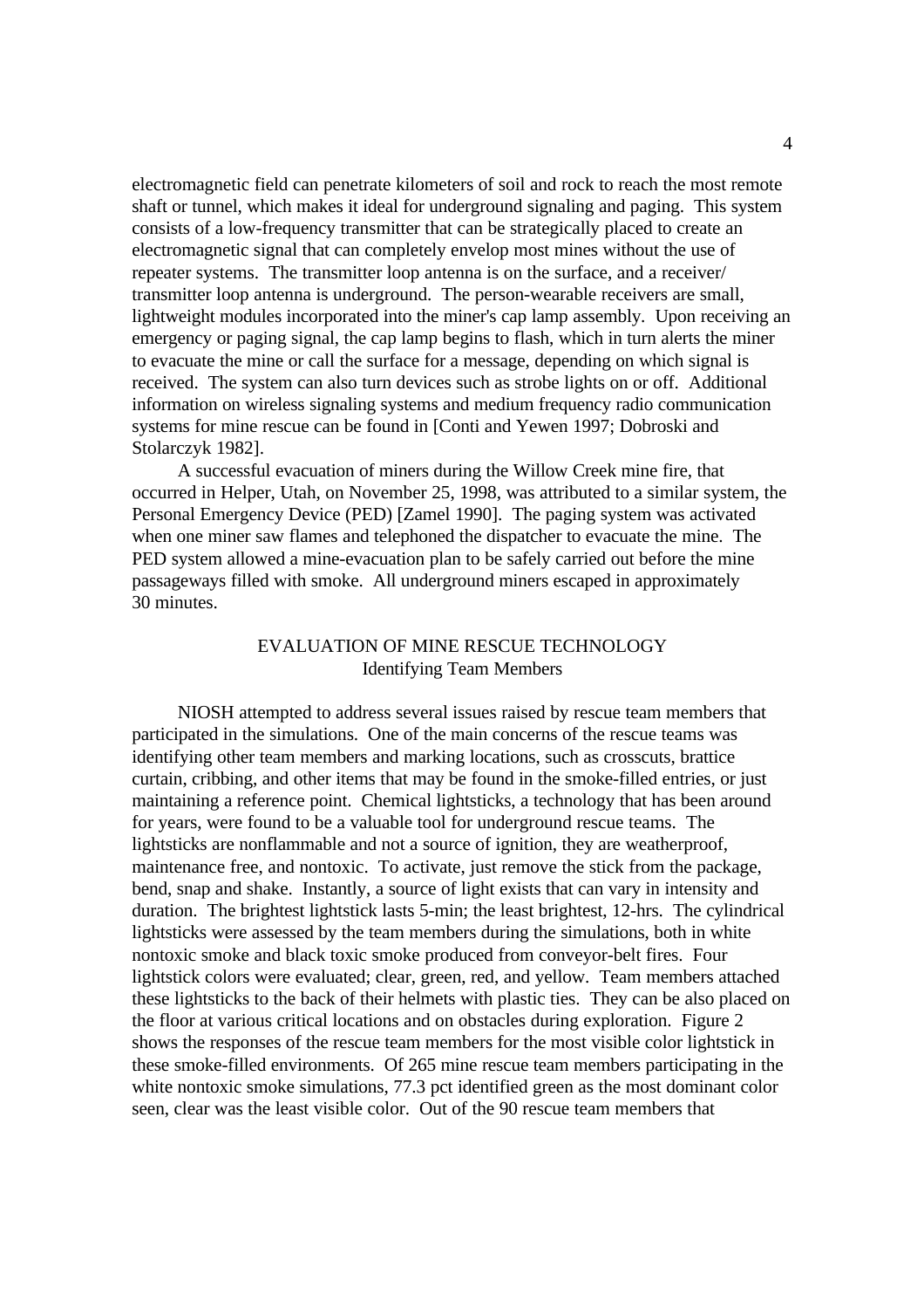electromagnetic field can penetrate kilometers of soil and rock to reach the most remote shaft or tunnel, which makes it ideal for underground signaling and paging. This system consists of a low-frequency transmitter that can be strategically placed to create an electromagnetic signal that can completely envelop most mines without the use of repeater systems. The transmitter loop antenna is on the surface, and a receiver/ transmitter loop antenna is underground. The person-wearable receivers are small, lightweight modules incorporated into the miner's cap lamp assembly. Upon receiving an emergency or paging signal, the cap lamp begins to flash, which in turn alerts the miner to evacuate the mine or call the surface for a message, depending on which signal is received. The system can also turn devices such as strobe lights on or off. Additional information on wireless signaling systems and medium frequency radio communication systems for mine rescue can be found in [Conti and Yewen 1997; Dobroski and Stolarczyk 1982].

A successful evacuation of miners during the Willow Creek mine fire, that occurred in Helper, Utah, on November 25, 1998, was attributed to a similar system, the Personal Emergency Device (PED) [Zamel 1990]. The paging system was activated when one miner saw flames and telephoned the dispatcher to evacuate the mine. The PED system allowed a mine-evacuation plan to be safely carried out before the mine passageways filled with smoke. All underground miners escaped in approximately 30 minutes.

## EVALUATION OF MINE RESCUE TECHNOLOGY

### Identifying Team Members

NIOSH attempted to address several issues raised by rescue team members that participated in the simulations. One of the main concerns of the rescue teams was identifying other team members and marking locations, such as crosscuts, brattice curtain, cribbing, and other items that may be found in the smoke-filled entries, or just maintaining a reference point. Chemical lightsticks, a technology that has been around for years, were found to be a valuable tool for underground rescue teams. The lightsticks are nonflammable and not a source of ignition, they are weatherproof, maintenance free, and nontoxic. To activate, just remove the stick from the package, bend, snap and shake. Instantly, a source of light exists that can vary in intensity and duration. The brightest lightstick lasts 5-min; the least brightest, 12-hrs. The cylindrical lightsticks were assessed by the team members during the simulations, both in white nontoxic smoke and black toxic smoke produced from conveyor-belt fires. Four lightstick colors were evaluated; clear, green, red, and yellow. Team members attached these lightsticks to the back of their helmets with plastic ties. They can be also placed on the floor at various critical locations and on obstacles during exploration. Figure 2 shows the responses of the rescue team members for the most visible color lightstick in these smoke-filled environments. Of 265 mine rescue team members participating in the white nontoxic smoke simulations, 77.3 pct identified green as the most dominant color seen, clear was the least visible color. Out of the 90 rescue team members that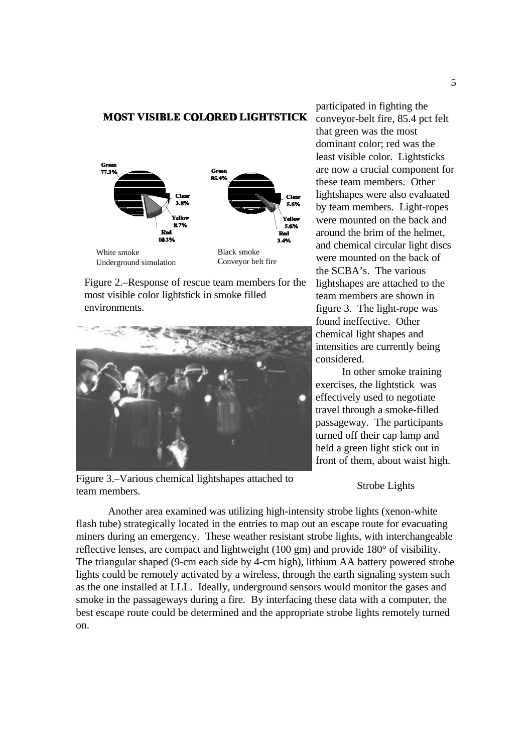**MOST VISIBLE COLORED LIGHTSTICK**

Green 77.3%, Clear 3.8%, Yellow 8.7%, Red 10.2%

White smoke
Underground simulation

Green 85.4%, Clear 5.6%, Yellow 5.6%, Red 3.4%

Black smoke
Conveyor belt fire

Figure 2.–Response of rescue team members for the most visible color lightstick in smoke filled environments.

Figure 3.–Various chemical lightshapes attached to team members.

participated in fighting the conveyor-belt fire, 85.4 pct felt that green was the most dominant color; red was the least visible color. Lightsticks are now a crucial component for these team members. Other lightshapes were also evaluated by team members. Light-ropes were mounted on the back and around the brim of the helmet, and chemical circular light discs were mounted on the back of the SCBA's. The various lightshapes are attached to the team members are shown in figure 3. The light-rope was found ineffective. Other chemical light shapes and intensities are currently being considered.

In other smoke training exercises, the lightstick was effectively used to negotiate travel through a smoke-filled passageway. The participants turned off their cap lamp and held a green light stick out in front of them, about waist high.

## Strobe Lights

Another area examined was utilizing high-intensity strobe lights (xenon-white flash tube) strategically located in the entries to map out an escape route for evacuating miners during an emergency. These weather resistant strobe lights, with interchangeable reflective lenses, are compact and lightweight (100 gm) and provide 180° of visibility. The triangular shaped (9-cm each side by 4-cm high), lithium AA battery powered strobe lights could be remotely activated by a wireless, through the earth signaling system such as the one installed at LLL. Ideally, underground sensors would monitor the gases and smoke in the passageways during a fire. By interfacing these data with a computer, the best escape route could be determined and the appropriate strobe lights remotely turned on.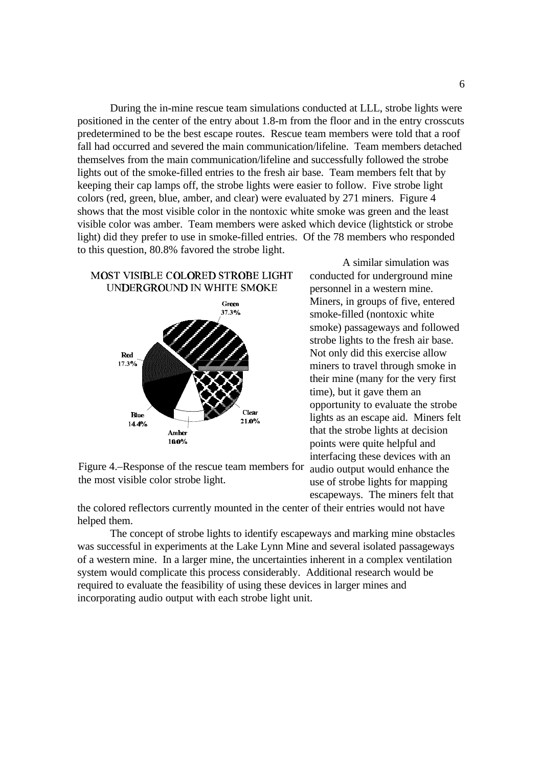During the in-mine rescue team simulations conducted at LLL, strobe lights were positioned in the center of the entry about 1.8-m from the floor and in the entry crosscuts predetermined to be the best escape routes. Rescue team members were told that a roof fall had occurred and severed the main communication/lifeline. Team members detached themselves from the main communication/lifeline and successfully followed the strobe lights out of the smoke-filled entries to the fresh air base. Team members felt that by keeping their cap lamps off, the strobe lights were easier to follow. Five strobe light colors (red, green, blue, amber, and clear) were evaluated by 271 miners. Figure 4 shows that the most visible color in the nontoxic white smoke was green and the least visible color was amber. Team members were asked which device (lightstick or strobe light) did they prefer to use in smoke-filled entries. Of the 78 members who responded to this question, 80.8% favored the strobe light.

MOST VISIBLE COLORED STROBE LIGHT UNDERGROUND IN WHITE SMOKE

Green 37.3%, Clear 21.0%, Amber 10.0%, Blue 14.4%, Red 17.3%

Figure 4.–Response of the rescue team members for the most visible color strobe light.

A similar simulation was conducted for underground mine personnel in a western mine. Miners, in groups of five, entered smoke-filled (nontoxic white smoke) passageways and followed strobe lights to the fresh air base. Not only did this exercise allow miners to travel through smoke in their mine (many for the very first time), but it gave them an opportunity to evaluate the strobe lights as an escape aid. Miners felt that the strobe lights at decision points were quite helpful and interfacing these devices with an audio output would enhance the use of strobe lights for mapping escapeways. The miners felt that the colored reflectors currently mounted in the center of their entries would not have helped them.

The concept of strobe lights to identify escapeways and marking mine obstacles was successful in experiments at the Lake Lynn Mine and several isolated passageways of a western mine. In a larger mine, the uncertainties inherent in a complex ventilation system would complicate this process considerably. Additional research would be required to evaluate the feasibility of using these devices in larger mines and incorporating audio output with each strobe light unit.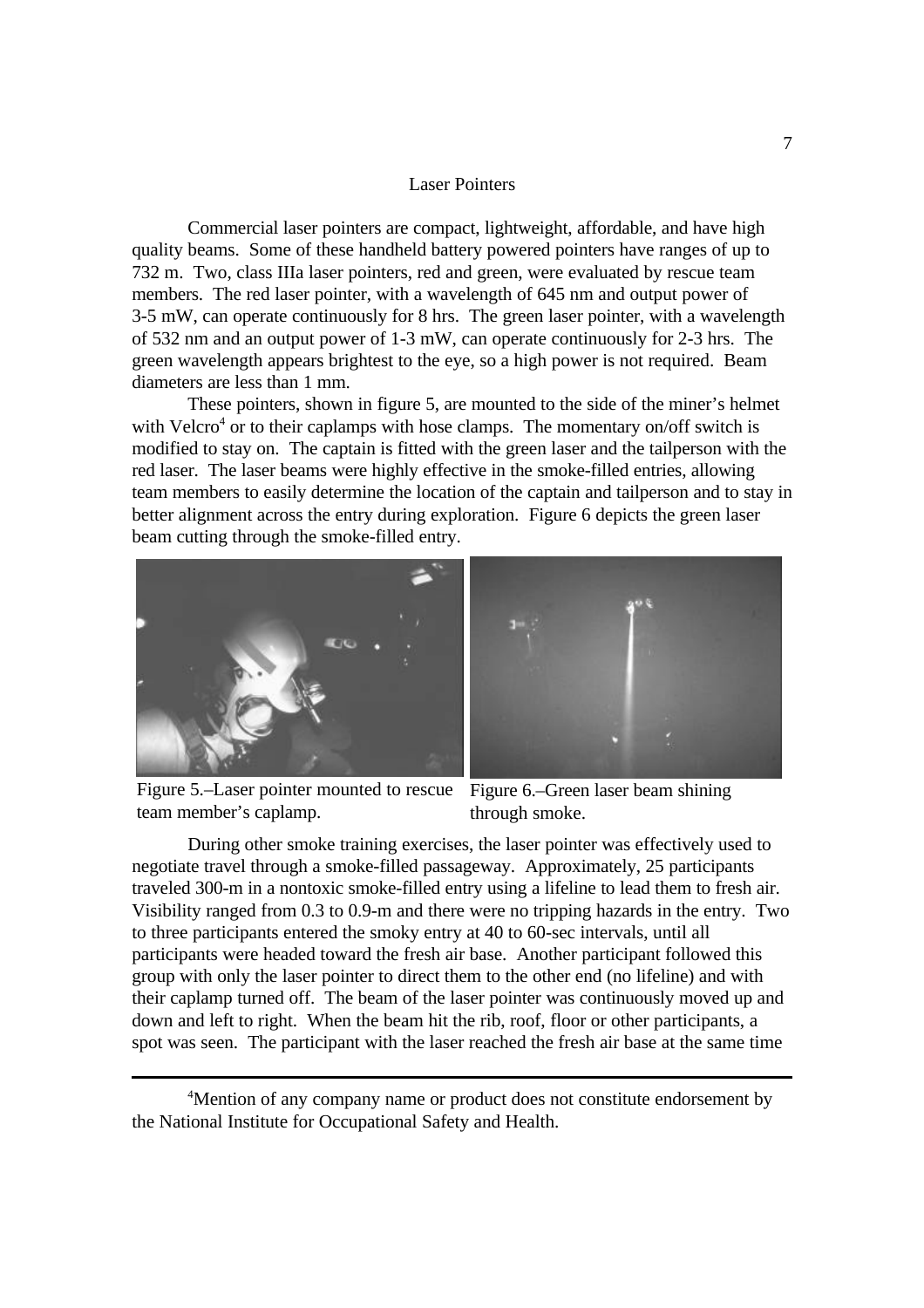## Laser Pointers

Commercial laser pointers are compact, lightweight, affordable, and have high quality beams. Some of these handheld battery powered pointers have ranges of up to 732 m. Two, class IIIa laser pointers, red and green, were evaluated by rescue team members. The red laser pointer, with a wavelength of 645 nm and output power of 3-5 mW, can operate continuously for 8 hrs. The green laser pointer, with a wavelength of 532 nm and an output power of 1-3 mW, can operate continuously for 2-3 hrs. The green wavelength appears brightest to the eye, so a high power is not required. Beam diameters are less than 1 mm.

These pointers, shown in figure 5, are mounted to the side of the miner's helmet with Velcro[4] or to their caplamps with hose clamps. The momentary on/off switch is modified to stay on. The captain is fitted with the green laser and the tailperson with the red laser. The laser beams were highly effective in the smoke-filled entries, allowing team members to easily determine the location of the captain and tailperson and to stay in better alignment across the entry during exploration. Figure 6 depicts the green laser beam cutting through the smoke-filled entry.

Figure 5.–Laser pointer mounted to rescue team member's caplamp.

Figure 6.–Green laser beam shining through smoke.

During other smoke training exercises, the laser pointer was effectively used to negotiate travel through a smoke-filled passageway. Approximately, 25 participants traveled 300-m in a nontoxic smoke-filled entry using a lifeline to lead them to fresh air. Visibility ranged from 0.3 to 0.9-m and there were no tripping hazards in the entry. Two to three participants entered the smoky entry at 40 to 60-sec intervals, until all participants were headed toward the fresh air base. Another participant followed this group with only the laser pointer to direct them to the other end (no lifeline) and with their caplamp turned off. The beam of the laser pointer was continuously moved up and down and left to right. When the beam hit the rib, roof, floor or other participants, a spot was seen. The participant with the laser reached the fresh air base at the same time

[4]Mention of any company name or product does not constitute endorsement by the National Institute for Occupational Safety and Health.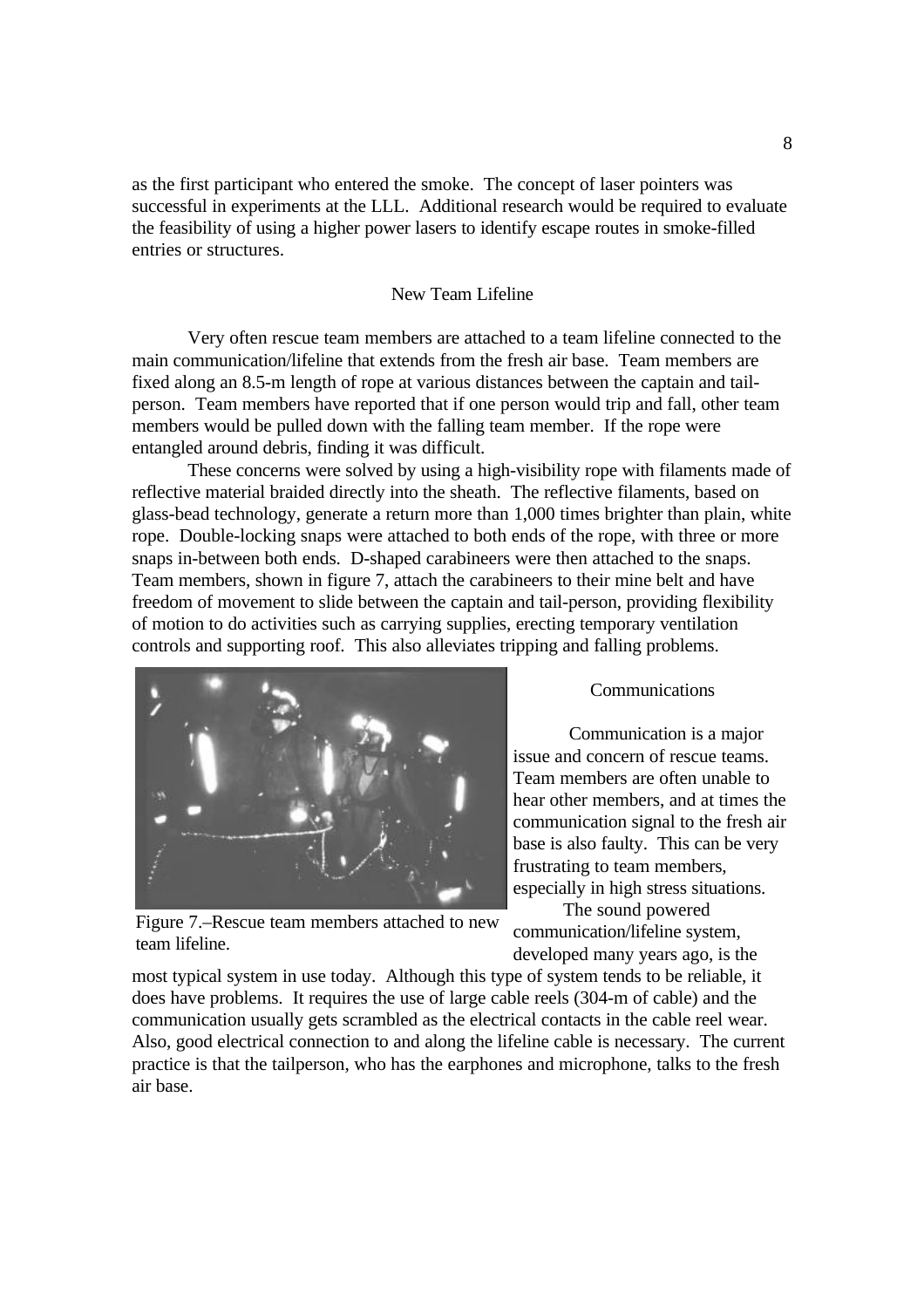as the first participant who entered the smoke. The concept of laser pointers was successful in experiments at the LLL. Additional research would be required to evaluate the feasibility of using a higher power lasers to identify escape routes in smoke-filled entries or structures.

## New Team Lifeline

Very often rescue team members are attached to a team lifeline connected to the main communication/lifeline that extends from the fresh air base. Team members are fixed along an 8.5-m length of rope at various distances between the captain and tail-person. Team members have reported that if one person would trip and fall, other team members would be pulled down with the falling team member. If the rope were entangled around debris, finding it was difficult.

These concerns were solved by using a high-visibility rope with filaments made of reflective material braided directly into the sheath. The reflective filaments, based on glass-bead technology, generate a return more than 1,000 times brighter than plain, white rope. Double-locking snaps were attached to both ends of the rope, with three or more snaps in-between both ends. D-shaped carabineers were then attached to the snaps. Team members, shown in figure 7, attach the carabineers to their mine belt and have freedom of movement to slide between the captain and tail-person, providing flexibility of motion to do activities such as carrying supplies, erecting temporary ventilation controls and supporting roof. This also alleviates tripping and falling problems.

Figure 7.–Rescue team members attached to new team lifeline.

## Communications

Communication is a major issue and concern of rescue teams. Team members are often unable to hear other members, and at times the communication signal to the fresh air base is also faulty. This can be very frustrating to team members, especially in high stress situations.

The sound powered communication/lifeline system, developed many years ago, is the most typical system in use today. Although this type of system tends to be reliable, it does have problems. It requires the use of large cable reels (304-m of cable) and the communication usually gets scrambled as the electrical contacts in the cable reel wear. Also, good electrical connection to and along the lifeline cable is necessary. The current practice is that the tailperson, who has the earphones and microphone, talks to the fresh air base.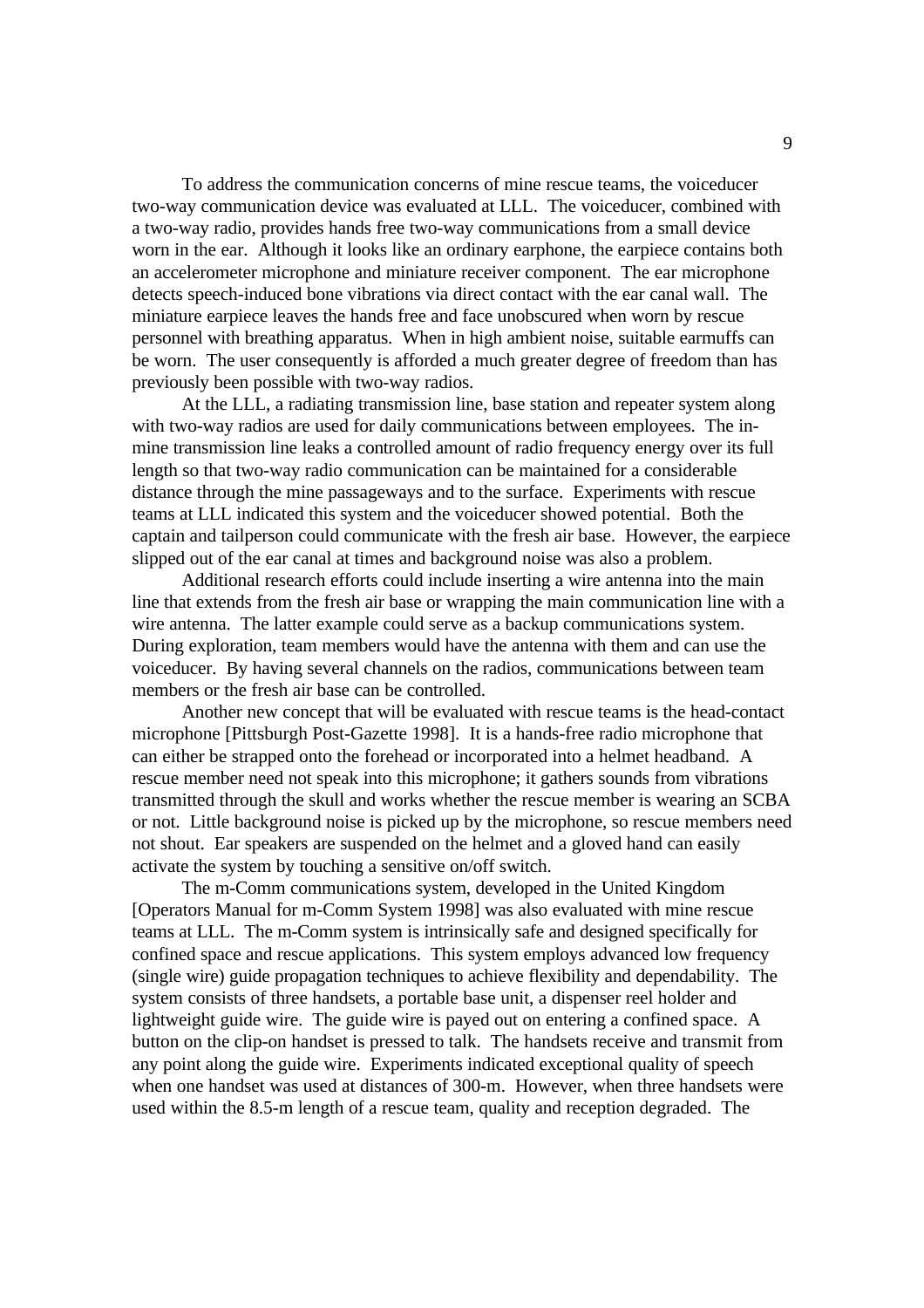To address the communication concerns of mine rescue teams, the voiceducer two-way communication device was evaluated at LLL. The voiceducer, combined with a two-way radio, provides hands free two-way communications from a small device worn in the ear. Although it looks like an ordinary earphone, the earpiece contains both an accelerometer microphone and miniature receiver component. The ear microphone detects speech-induced bone vibrations via direct contact with the ear canal wall. The miniature earpiece leaves the hands free and face unobscured when worn by rescue personnel with breathing apparatus. When in high ambient noise, suitable earmuffs can be worn. The user consequently is afforded a much greater degree of freedom than has previously been possible with two-way radios.

At the LLL, a radiating transmission line, base station and repeater system along with two-way radios are used for daily communications between employees. The in-mine transmission line leaks a controlled amount of radio frequency energy over its full length so that two-way radio communication can be maintained for a considerable distance through the mine passageways and to the surface. Experiments with rescue teams at LLL indicated this system and the voiceducer showed potential. Both the captain and tailperson could communicate with the fresh air base. However, the earpiece slipped out of the ear canal at times and background noise was also a problem.

Additional research efforts could include inserting a wire antenna into the main line that extends from the fresh air base or wrapping the main communication line with a wire antenna. The latter example could serve as a backup communications system. During exploration, team members would have the antenna with them and can use the voiceducer. By having several channels on the radios, communications between team members or the fresh air base can be controlled.

Another new concept that will be evaluated with rescue teams is the head-contact microphone [Pittsburgh Post-Gazette 1998]. It is a hands-free radio microphone that can either be strapped onto the forehead or incorporated into a helmet headband. A rescue member need not speak into this microphone; it gathers sounds from vibrations transmitted through the skull and works whether the rescue member is wearing an SCBA or not. Little background noise is picked up by the microphone, so rescue members need not shout. Ear speakers are suspended on the helmet and a gloved hand can easily activate the system by touching a sensitive on/off switch.

The m-Comm communications system, developed in the United Kingdom [Operators Manual for m-Comm System 1998] was also evaluated with mine rescue teams at LLL. The m-Comm system is intrinsically safe and designed specifically for confined space and rescue applications. This system employs advanced low frequency (single wire) guide propagation techniques to achieve flexibility and dependability. The system consists of three handsets, a portable base unit, a dispenser reel holder and lightweight guide wire. The guide wire is payed out on entering a confined space. A button on the clip-on handset is pressed to talk. The handsets receive and transmit from any point along the guide wire. Experiments indicated exceptional quality of speech when one handset was used at distances of 300-m. However, when three handsets were used within the 8.5-m length of a rescue team, quality and reception degraded. The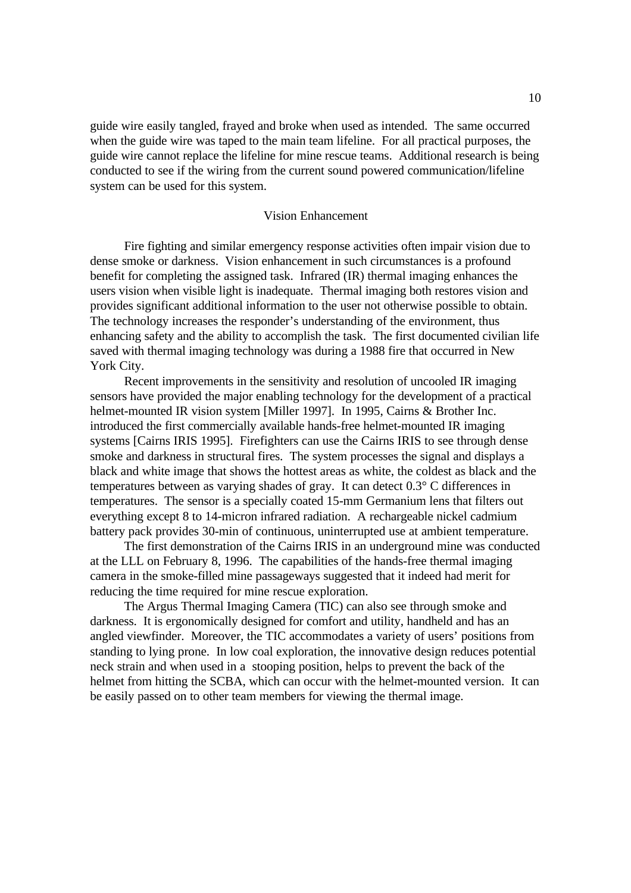guide wire easily tangled, frayed and broke when used as intended. The same occurred when the guide wire was taped to the main team lifeline. For all practical purposes, the guide wire cannot replace the lifeline for mine rescue teams. Additional research is being conducted to see if the wiring from the current sound powered communication/lifeline system can be used for this system.

## Vision Enhancement

Fire fighting and similar emergency response activities often impair vision due to dense smoke or darkness. Vision enhancement in such circumstances is a profound benefit for completing the assigned task. Infrared (IR) thermal imaging enhances the users vision when visible light is inadequate. Thermal imaging both restores vision and provides significant additional information to the user not otherwise possible to obtain. The technology increases the responder's understanding of the environment, thus enhancing safety and the ability to accomplish the task. The first documented civilian life saved with thermal imaging technology was during a 1988 fire that occurred in New York City.

Recent improvements in the sensitivity and resolution of uncooled IR imaging sensors have provided the major enabling technology for the development of a practical helmet-mounted IR vision system [Miller 1997]. In 1995, Cairns & Brother Inc. introduced the first commercially available hands-free helmet-mounted IR imaging systems [Cairns IRIS 1995]. Firefighters can use the Cairns IRIS to see through dense smoke and darkness in structural fires. The system processes the signal and displays a black and white image that shows the hottest areas as white, the coldest as black and the temperatures between as varying shades of gray. It can detect 0.3° C differences in temperatures. The sensor is a specially coated 15-mm Germanium lens that filters out everything except 8 to 14-micron infrared radiation. A rechargeable nickel cadmium battery pack provides 30-min of continuous, uninterrupted use at ambient temperature.

The first demonstration of the Cairns IRIS in an underground mine was conducted at the LLL on February 8, 1996. The capabilities of the hands-free thermal imaging camera in the smoke-filled mine passageways suggested that it indeed had merit for reducing the time required for mine rescue exploration.

The Argus Thermal Imaging Camera (TIC) can also see through smoke and darkness. It is ergonomically designed for comfort and utility, handheld and has an angled viewfinder. Moreover, the TIC accommodates a variety of users' positions from standing to lying prone. In low coal exploration, the innovative design reduces potential neck strain and when used in a stooping position, helps to prevent the back of the helmet from hitting the SCBA, which can occur with the helmet-mounted version. It can be easily passed on to other team members for viewing the thermal image.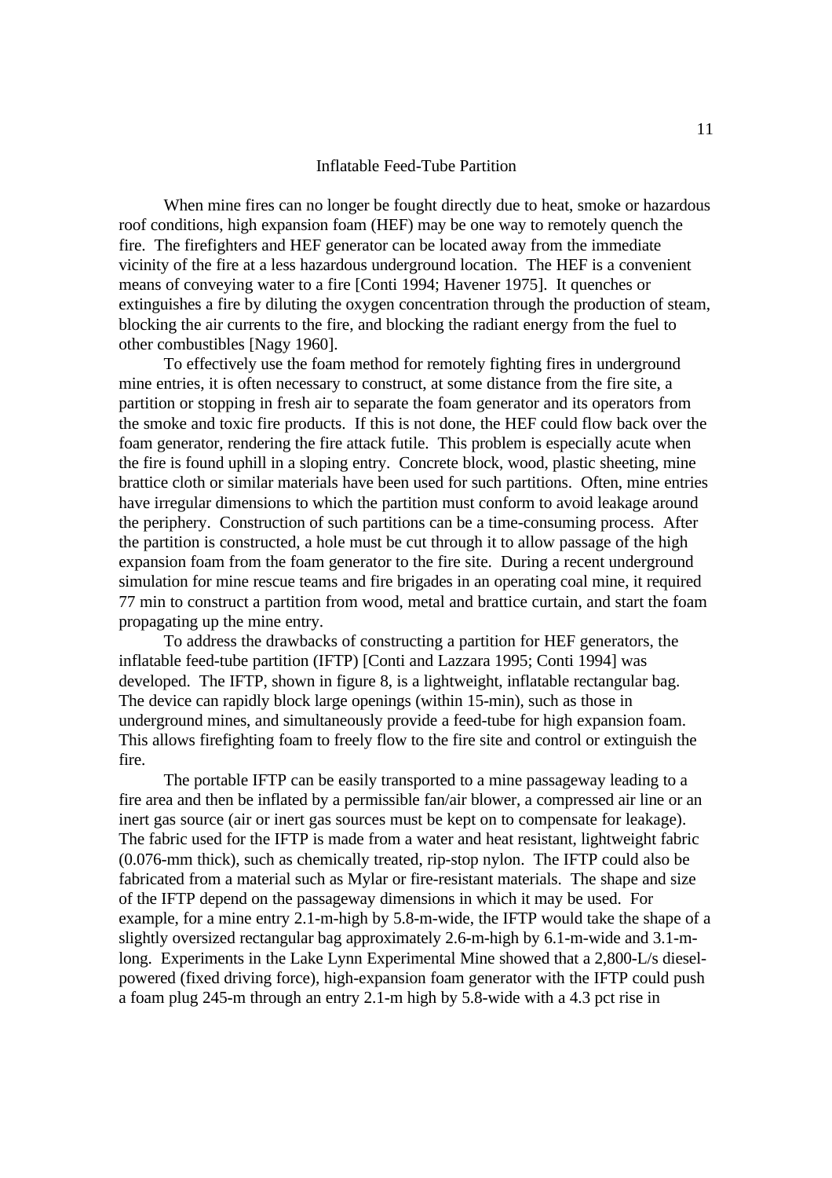## Inflatable Feed-Tube Partition

When mine fires can no longer be fought directly due to heat, smoke or hazardous roof conditions, high expansion foam (HEF) may be one way to remotely quench the fire. The firefighters and HEF generator can be located away from the immediate vicinity of the fire at a less hazardous underground location. The HEF is a convenient means of conveying water to a fire [Conti 1994; Havener 1975]. It quenches or extinguishes a fire by diluting the oxygen concentration through the production of steam, blocking the air currents to the fire, and blocking the radiant energy from the fuel to other combustibles [Nagy 1960].

To effectively use the foam method for remotely fighting fires in underground mine entries, it is often necessary to construct, at some distance from the fire site, a partition or stopping in fresh air to separate the foam generator and its operators from the smoke and toxic fire products. If this is not done, the HEF could flow back over the foam generator, rendering the fire attack futile. This problem is especially acute when the fire is found uphill in a sloping entry. Concrete block, wood, plastic sheeting, mine brattice cloth or similar materials have been used for such partitions. Often, mine entries have irregular dimensions to which the partition must conform to avoid leakage around the periphery. Construction of such partitions can be a time-consuming process. After the partition is constructed, a hole must be cut through it to allow passage of the high expansion foam from the foam generator to the fire site. During a recent underground simulation for mine rescue teams and fire brigades in an operating coal mine, it required 77 min to construct a partition from wood, metal and brattice curtain, and start the foam propagating up the mine entry.

To address the drawbacks of constructing a partition for HEF generators, the inflatable feed-tube partition (IFTP) [Conti and Lazzara 1995; Conti 1994] was developed. The IFTP, shown in figure 8, is a lightweight, inflatable rectangular bag. The device can rapidly block large openings (within 15-min), such as those in underground mines, and simultaneously provide a feed-tube for high expansion foam. This allows firefighting foam to freely flow to the fire site and control or extinguish the fire.

The portable IFTP can be easily transported to a mine passageway leading to a fire area and then be inflated by a permissible fan/air blower, a compressed air line or an inert gas source (air or inert gas sources must be kept on to compensate for leakage). The fabric used for the IFTP is made from a water and heat resistant, lightweight fabric (0.076-mm thick), such as chemically treated, rip-stop nylon. The IFTP could also be fabricated from a material such as Mylar or fire-resistant materials. The shape and size of the IFTP depend on the passageway dimensions in which it may be used. For example, for a mine entry 2.1-m-high by 5.8-m-wide, the IFTP would take the shape of a slightly oversized rectangular bag approximately 2.6-m-high by 6.1-m-wide and 3.1-m-long. Experiments in the Lake Lynn Experimental Mine showed that a 2,800-L/s diesel-powered (fixed driving force), high-expansion foam generator with the IFTP could push a foam plug 245-m through an entry 2.1-m high by 5.8-wide with a 4.3 pct rise in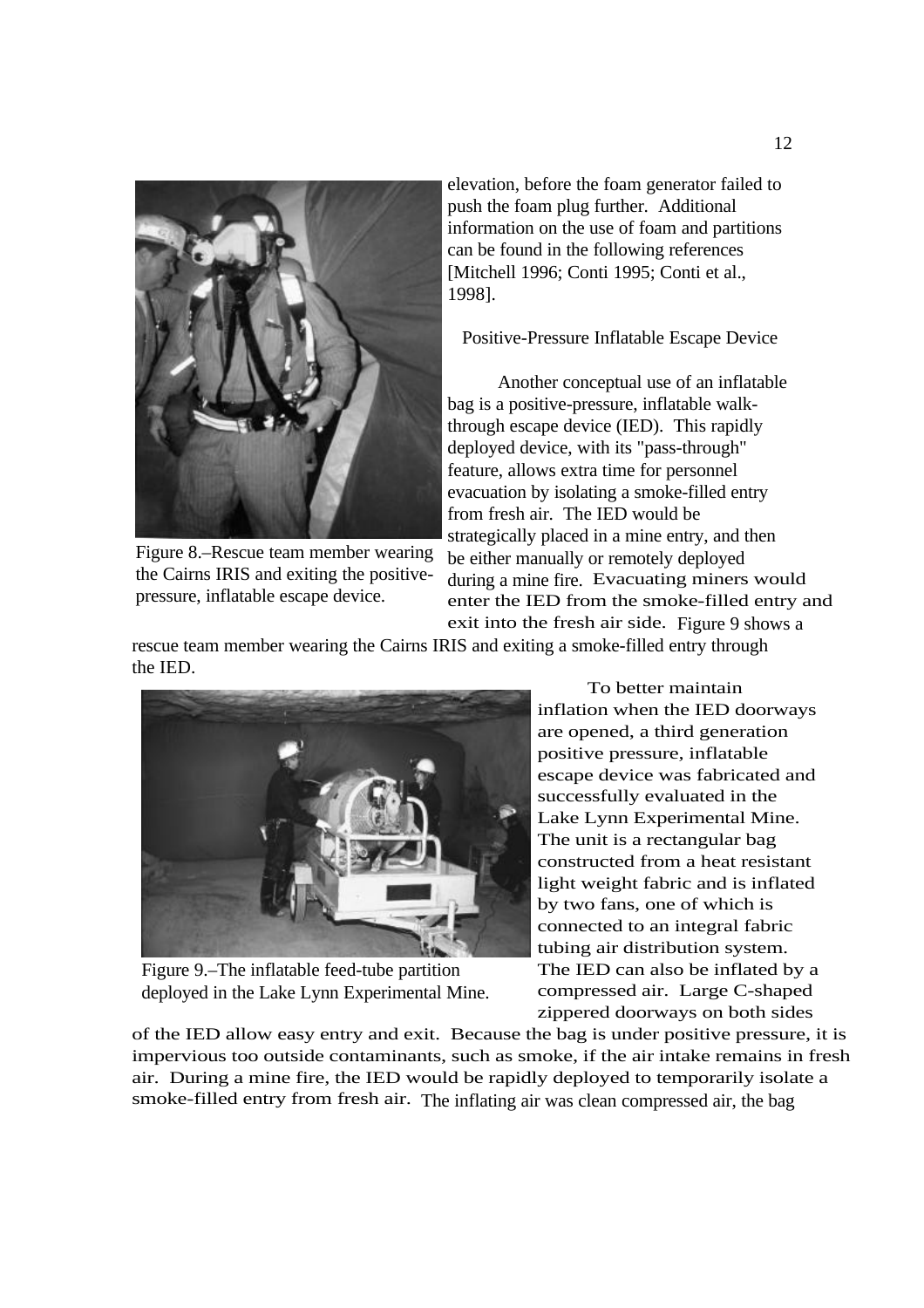elevation, before the foam generator failed to push the foam plug further. Additional information on the use of foam and partitions can be found in the following references [Mitchell 1996; Conti 1995; Conti et al., 1998].

Figure 8.–Rescue team member wearing the Cairns IRIS and exiting the positive-pressure, inflatable escape device.

## Positive-Pressure Inflatable Escape Device

Another conceptual use of an inflatable bag is a positive-pressure, inflatable walk-through escape device (IED). This rapidly deployed device, with its "pass-through" feature, allows extra time for personnel evacuation by isolating a smoke-filled entry from fresh air. The IED would be strategically placed in a mine entry, and then be either manually or remotely deployed during a mine fire. Evacuating miners would enter the IED from the smoke-filled entry and exit into the fresh air side. Figure 9 shows a rescue team member wearing the Cairns IRIS and exiting a smoke-filled entry through the IED.

Figure 9.–The inflatable feed-tube partition deployed in the Lake Lynn Experimental Mine.

To better maintain inflation when the IED doorways are opened, a third generation positive pressure, inflatable escape device was fabricated and successfully evaluated in the Lake Lynn Experimental Mine. The unit is a rectangular bag constructed from a heat resistant light weight fabric and is inflated by two fans, one of which is connected to an integral fabric tubing air distribution system. The IED can also be inflated by a compressed air. Large C-shaped zippered doorways on both sides of the IED allow easy entry and exit. Because the bag is under positive pressure, it is impervious too outside contaminants, such as smoke, if the air intake remains in fresh air. During a mine fire, the IED would be rapidly deployed to temporarily isolate a smoke-filled entry from fresh air. The inflating air was clean compressed air, the bag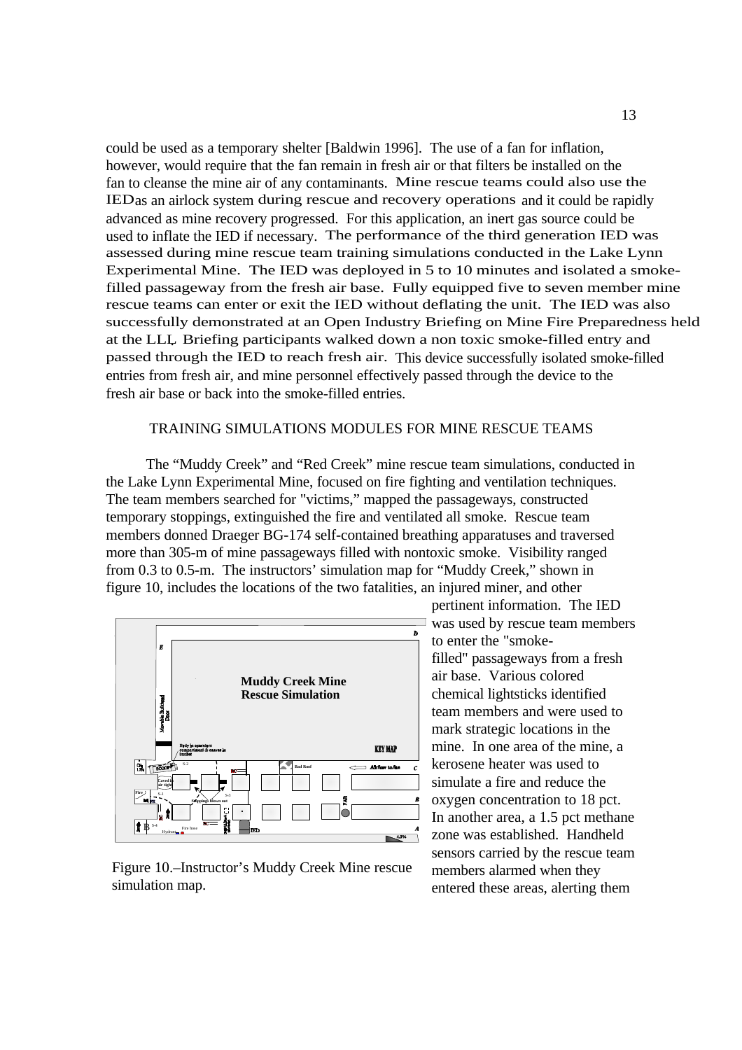could be used as a temporary shelter [Baldwin 1996]. The use of a fan for inflation, however, would require that the fan remain in fresh air or that filters be installed on the fan to cleanse the mine air of any contaminants. Mine rescue teams could also use the IED as an airlock system during rescue and recovery operations and it could be rapidly advanced as mine recovery progressed. For this application, an inert gas source could be used to inflate the IED if necessary. The performance of the third generation IED was assessed during mine rescue team training simulations conducted in the Lake Lynn Experimental Mine. The IED was deployed in 5 to 10 minutes and isolated a smoke-filled passageway from the fresh air base. Fully equipped five to seven member mine rescue teams can enter or exit the IED without deflating the unit. The IED was also successfully demonstrated at an Open Industry Briefing on Mine Fire Preparedness held at the LLL. Briefing participants walked down a non toxic smoke-filled entry and passed through the IED to reach fresh air. This device successfully isolated smoke-filled entries from fresh air, and mine personnel effectively passed through the device to the fresh air base or back into the smoke-filled entries.

## TRAINING SIMULATIONS MODULES FOR MINE RESCUE TEAMS

The "Muddy Creek" and "Red Creek" mine rescue team simulations, conducted in the Lake Lynn Experimental Mine, focused on fire fighting and ventilation techniques. The team members searched for "victims," mapped the passageways, constructed temporary stoppings, extinguished the fire and ventilated all smoke. Rescue team members donned Draeger BG-174 self-contained breathing apparatuses and traversed more than 305-m of mine passageways filled with nontoxic smoke. Visibility ranged from 0.3 to 0.5-m. The instructors' simulation map for "Muddy Creek," shown in figure 10, includes the locations of the two fatalities, an injured miner, and other pertinent information. The IED was used by rescue team members to enter the "smoke-filled" passageways from a fresh air base. Various colored chemical lightsticks identified team members and were used to mark strategic locations in the mine. In one area of the mine, a kerosene heater was used to simulate a fire and reduce the oxygen concentration to 18 pct. In another area, a 1.5 pct methane zone was established. Handheld sensors carried by the rescue team members alarmed when they entered these areas, alerting them

Figure 10.–Instructor's Muddy Creek Mine rescue simulation map.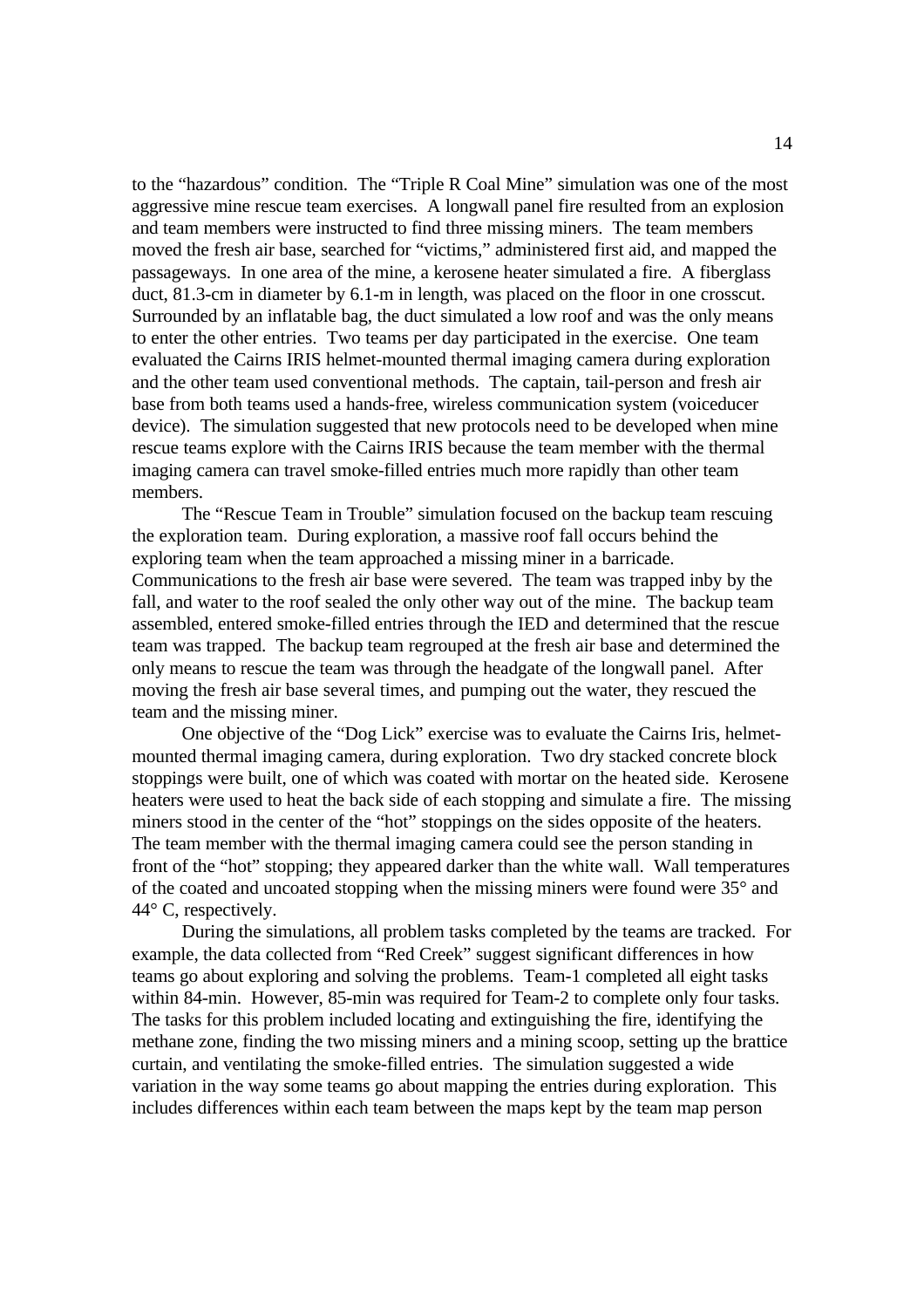to the "hazardous" condition. The "Triple R Coal Mine" simulation was one of the most aggressive mine rescue team exercises. A longwall panel fire resulted from an explosion and team members were instructed to find three missing miners. The team members moved the fresh air base, searched for "victims," administered first aid, and mapped the passageways. In one area of the mine, a kerosene heater simulated a fire. A fiberglass duct, 81.3-cm in diameter by 6.1-m in length, was placed on the floor in one crosscut. Surrounded by an inflatable bag, the duct simulated a low roof and was the only means to enter the other entries. Two teams per day participated in the exercise. One team evaluated the Cairns IRIS helmet-mounted thermal imaging camera during exploration and the other team used conventional methods. The captain, tail-person and fresh air base from both teams used a hands-free, wireless communication system (voiceducer device). The simulation suggested that new protocols need to be developed when mine rescue teams explore with the Cairns IRIS because the team member with the thermal imaging camera can travel smoke-filled entries much more rapidly than other team members.

The "Rescue Team in Trouble" simulation focused on the backup team rescuing the exploration team. During exploration, a massive roof fall occurs behind the exploring team when the team approached a missing miner in a barricade. Communications to the fresh air base were severed. The team was trapped inby by the fall, and water to the roof sealed the only other way out of the mine. The backup team assembled, entered smoke-filled entries through the IED and determined that the rescue team was trapped. The backup team regrouped at the fresh air base and determined the only means to rescue the team was through the headgate of the longwall panel. After moving the fresh air base several times, and pumping out the water, they rescued the team and the missing miner.

One objective of the "Dog Lick" exercise was to evaluate the Cairns Iris, helmet-mounted thermal imaging camera, during exploration. Two dry stacked concrete block stoppings were built, one of which was coated with mortar on the heated side. Kerosene heaters were used to heat the back side of each stopping and simulate a fire. The missing miners stood in the center of the "hot" stoppings on the sides opposite of the heaters. The team member with the thermal imaging camera could see the person standing in front of the "hot" stopping; they appeared darker than the white wall. Wall temperatures of the coated and uncoated stopping when the missing miners were found were 35° and 44° C, respectively.

During the simulations, all problem tasks completed by the teams are tracked. For example, the data collected from "Red Creek" suggest significant differences in how teams go about exploring and solving the problems. Team-1 completed all eight tasks within 84-min. However, 85-min was required for Team-2 to complete only four tasks. The tasks for this problem included locating and extinguishing the fire, identifying the methane zone, finding the two missing miners and a mining scoop, setting up the brattice curtain, and ventilating the smoke-filled entries. The simulation suggested a wide variation in the way some teams go about mapping the entries during exploration. This includes differences within each team between the maps kept by the team map person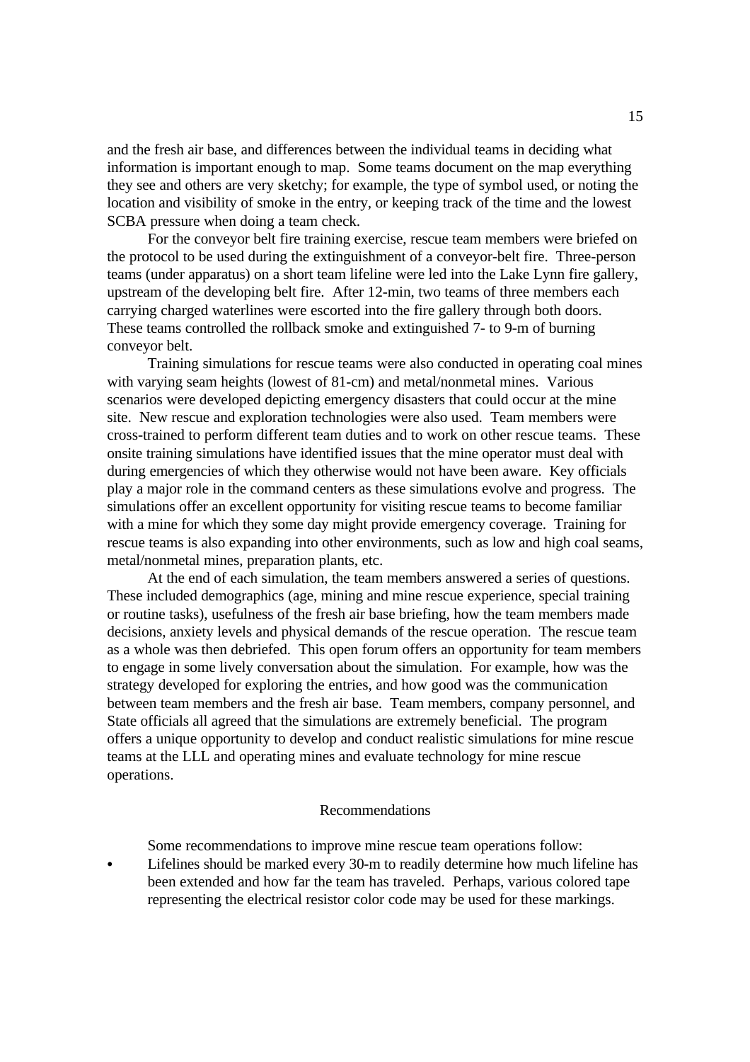and the fresh air base, and differences between the individual teams in deciding what information is important enough to map. Some teams document on the map everything they see and others are very sketchy; for example, the type of symbol used, or noting the location and visibility of smoke in the entry, or keeping track of the time and the lowest SCBA pressure when doing a team check.

For the conveyor belt fire training exercise, rescue team members were briefed on the protocol to be used during the extinguishment of a conveyor-belt fire. Three-person teams (under apparatus) on a short team lifeline were led into the Lake Lynn fire gallery, upstream of the developing belt fire. After 12-min, two teams of three members each carrying charged waterlines were escorted into the fire gallery through both doors. These teams controlled the rollback smoke and extinguished 7- to 9-m of burning conveyor belt.

Training simulations for rescue teams were also conducted in operating coal mines with varying seam heights (lowest of 81-cm) and metal/nonmetal mines. Various scenarios were developed depicting emergency disasters that could occur at the mine site. New rescue and exploration technologies were also used. Team members were cross-trained to perform different team duties and to work on other rescue teams. These onsite training simulations have identified issues that the mine operator must deal with during emergencies of which they otherwise would not have been aware. Key officials play a major role in the command centers as these simulations evolve and progress. The simulations offer an excellent opportunity for visiting rescue teams to become familiar with a mine for which they some day might provide emergency coverage. Training for rescue teams is also expanding into other environments, such as low and high coal seams, metal/nonmetal mines, preparation plants, etc.

At the end of each simulation, the team members answered a series of questions. These included demographics (age, mining and mine rescue experience, special training or routine tasks), usefulness of the fresh air base briefing, how the team members made decisions, anxiety levels and physical demands of the rescue operation. The rescue team as a whole was then debriefed. This open forum offers an opportunity for team members to engage in some lively conversation about the simulation. For example, how was the strategy developed for exploring the entries, and how good was the communication between team members and the fresh air base. Team members, company personnel, and State officials all agreed that the simulations are extremely beneficial. The program offers a unique opportunity to develop and conduct realistic simulations for mine rescue teams at the LLL and operating mines and evaluate technology for mine rescue operations.

## Recommendations

Some recommendations to improve mine rescue team operations follow:

- Lifelines should be marked every 30-m to readily determine how much lifeline has been extended and how far the team has traveled. Perhaps, various colored tape representing the electrical resistor color code may be used for these markings.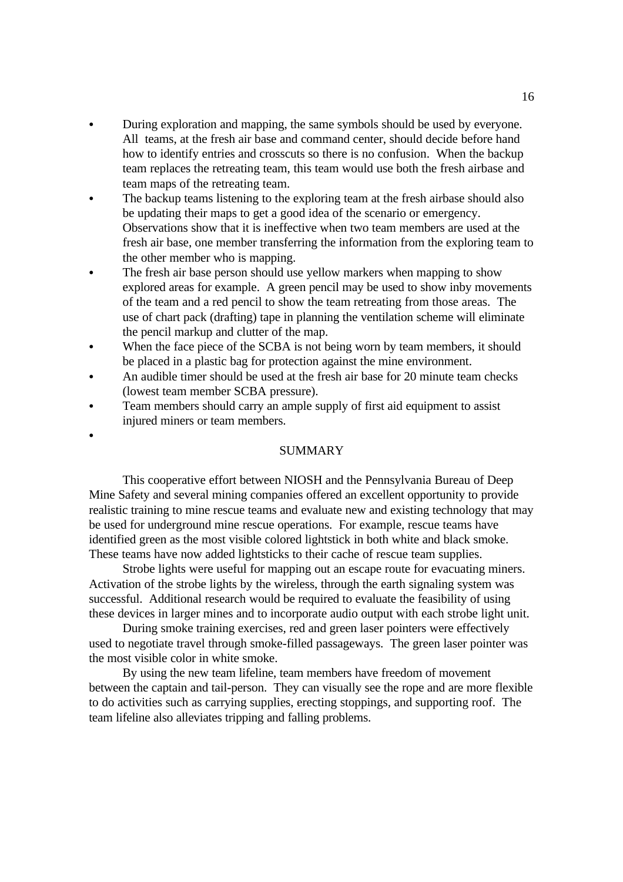- During exploration and mapping, the same symbols should be used by everyone. All teams, at the fresh air base and command center, should decide before hand how to identify entries and crosscuts so there is no confusion. When the backup team replaces the retreating team, this team would use both the fresh airbase and team maps of the retreating team.
- The backup teams listening to the exploring team at the fresh airbase should also be updating their maps to get a good idea of the scenario or emergency. Observations show that it is ineffective when two team members are used at the fresh air base, one member transferring the information from the exploring team to the other member who is mapping.
- The fresh air base person should use yellow markers when mapping to show explored areas for example. A green pencil may be used to show inby movements of the team and a red pencil to show the team retreating from those areas. The use of chart pack (drafting) tape in planning the ventilation scheme will eliminate the pencil markup and clutter of the map.
- When the face piece of the SCBA is not being worn by team members, it should be placed in a plastic bag for protection against the mine environment.
- An audible timer should be used at the fresh air base for 20 minute team checks (lowest team member SCBA pressure).
- Team members should carry an ample supply of first aid equipment to assist injured miners or team members.

## SUMMARY

This cooperative effort between NIOSH and the Pennsylvania Bureau of Deep Mine Safety and several mining companies offered an excellent opportunity to provide realistic training to mine rescue teams and evaluate new and existing technology that may be used for underground mine rescue operations. For example, rescue teams have identified green as the most visible colored lightstick in both white and black smoke. These teams have now added lightsticks to their cache of rescue team supplies.

Strobe lights were useful for mapping out an escape route for evacuating miners. Activation of the strobe lights by the wireless, through the earth signaling system was successful. Additional research would be required to evaluate the feasibility of using these devices in larger mines and to incorporate audio output with each strobe light unit.

During smoke training exercises, red and green laser pointers were effectively used to negotiate travel through smoke-filled passageways. The green laser pointer was the most visible color in white smoke.

By using the new team lifeline, team members have freedom of movement between the captain and tail-person. They can visually see the rope and are more flexible to do activities such as carrying supplies, erecting stoppings, and supporting roof. The team lifeline also alleviates tripping and falling problems.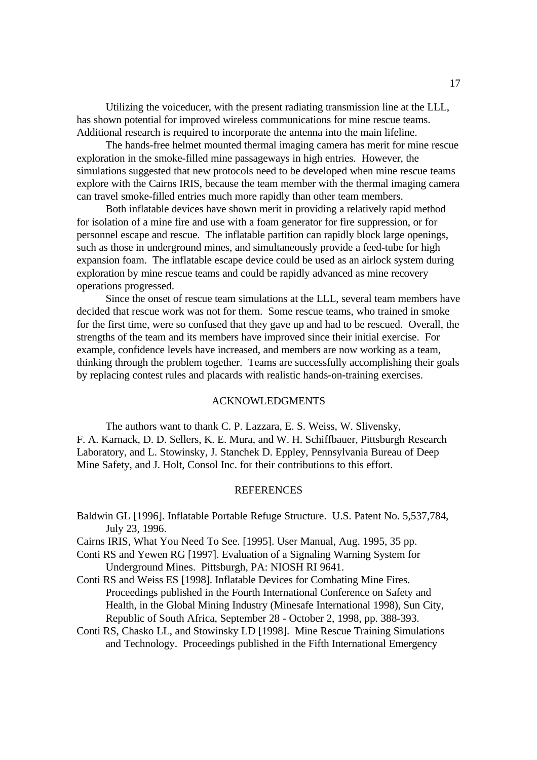Utilizing the voiceducer, with the present radiating transmission line at the LLL, has shown potential for improved wireless communications for mine rescue teams. Additional research is required to incorporate the antenna into the main lifeline.

The hands-free helmet mounted thermal imaging camera has merit for mine rescue exploration in the smoke-filled mine passageways in high entries. However, the simulations suggested that new protocols need to be developed when mine rescue teams explore with the Cairns IRIS, because the team member with the thermal imaging camera can travel smoke-filled entries much more rapidly than other team members.

Both inflatable devices have shown merit in providing a relatively rapid method for isolation of a mine fire and use with a foam generator for fire suppression, or for personnel escape and rescue. The inflatable partition can rapidly block large openings, such as those in underground mines, and simultaneously provide a feed-tube for high expansion foam. The inflatable escape device could be used as an airlock system during exploration by mine rescue teams and could be rapidly advanced as mine recovery operations progressed.

Since the onset of rescue team simulations at the LLL, several team members have decided that rescue work was not for them. Some rescue teams, who trained in smoke for the first time, were so confused that they gave up and had to be rescued. Overall, the strengths of the team and its members have improved since their initial exercise. For example, confidence levels have increased, and members are now working as a team, thinking through the problem together. Teams are successfully accomplishing their goals by replacing contest rules and placards with realistic hands-on-training exercises.

## ACKNOWLEDGMENTS

The authors want to thank C. P. Lazzara, E. S. Weiss, W. Slivensky, F. A. Karnack, D. D. Sellers, K. E. Mura, and W. H. Schiffbauer, Pittsburgh Research Laboratory, and L. Stowinsky, J. Stanchek D. Eppley, Pennsylvania Bureau of Deep Mine Safety, and J. Holt, Consol Inc. for their contributions to this effort.

## REFERENCES

Baldwin GL [1996]. Inflatable Portable Refuge Structure. U.S. Patent No. 5,537,784, July 23, 1996.

Cairns IRIS, What You Need To See. [1995]. User Manual, Aug. 1995, 35 pp.

Conti RS and Yewen RG [1997]. Evaluation of a Signaling Warning System for Underground Mines. Pittsburgh, PA: NIOSH RI 9641.

Conti RS and Weiss ES [1998]. Inflatable Devices for Combating Mine Fires. Proceedings published in the Fourth International Conference on Safety and Health, in the Global Mining Industry (Minesafe International 1998), Sun City, Republic of South Africa, September 28 - October 2, 1998, pp. 388-393.

Conti RS, Chasko LL, and Stowinsky LD [1998]. Mine Rescue Training Simulations and Technology. Proceedings published in the Fifth International Emergency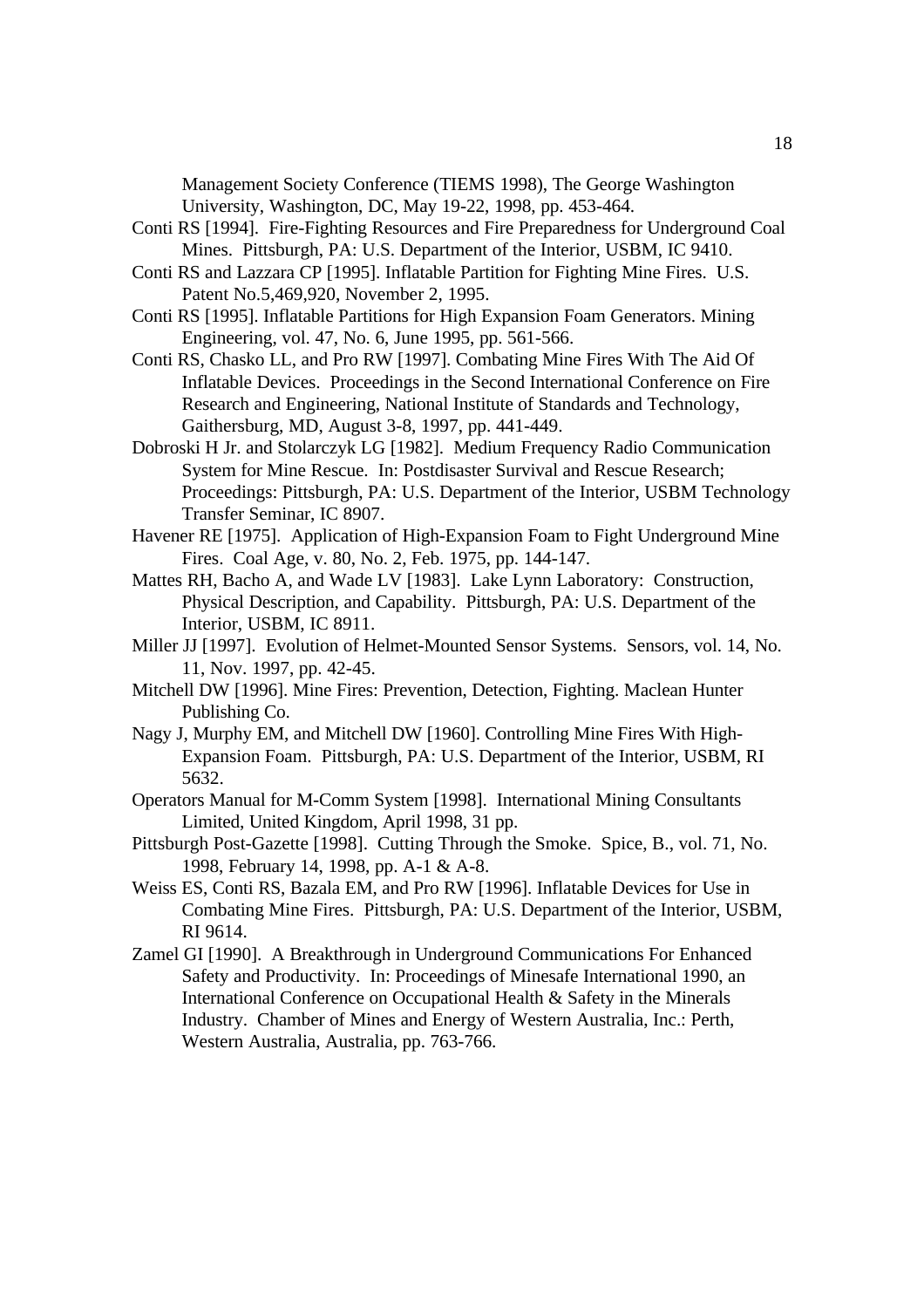Management Society Conference (TIEMS 1998), The George Washington University, Washington, DC, May 19-22, 1998, pp. 453-464.

Conti RS [1994]. Fire-Fighting Resources and Fire Preparedness for Underground Coal Mines. Pittsburgh, PA: U.S. Department of the Interior, USBM, IC 9410.

Conti RS and Lazzara CP [1995]. Inflatable Partition for Fighting Mine Fires. U.S. Patent No.5,469,920, November 2, 1995.

Conti RS [1995]. Inflatable Partitions for High Expansion Foam Generators. Mining Engineering, vol. 47, No. 6, June 1995, pp. 561-566.

Conti RS, Chasko LL, and Pro RW [1997]. Combating Mine Fires With The Aid Of Inflatable Devices. Proceedings in the Second International Conference on Fire Research and Engineering, National Institute of Standards and Technology, Gaithersburg, MD, August 3-8, 1997, pp. 441-449.

Dobroski H Jr. and Stolarczyk LG [1982]. Medium Frequency Radio Communication System for Mine Rescue. In: Postdisaster Survival and Rescue Research; Proceedings: Pittsburgh, PA: U.S. Department of the Interior, USBM Technology Transfer Seminar, IC 8907.

Havener RE [1975]. Application of High-Expansion Foam to Fight Underground Mine Fires. Coal Age, v. 80, No. 2, Feb. 1975, pp. 144-147.

Mattes RH, Bacho A, and Wade LV [1983]. Lake Lynn Laboratory: Construction, Physical Description, and Capability. Pittsburgh, PA: U.S. Department of the Interior, USBM, IC 8911.

Miller JJ [1997]. Evolution of Helmet-Mounted Sensor Systems. Sensors, vol. 14, No. 11, Nov. 1997, pp. 42-45.

Mitchell DW [1996]. Mine Fires: Prevention, Detection, Fighting. Maclean Hunter Publishing Co.

Nagy J, Murphy EM, and Mitchell DW [1960]. Controlling Mine Fires With High-Expansion Foam. Pittsburgh, PA: U.S. Department of the Interior, USBM, RI 5632.

Operators Manual for M-Comm System [1998]. International Mining Consultants Limited, United Kingdom, April 1998, 31 pp.

Pittsburgh Post-Gazette [1998]. Cutting Through the Smoke. Spice, B., vol. 71, No. 1998, February 14, 1998, pp. A-1 & A-8.

Weiss ES, Conti RS, Bazala EM, and Pro RW [1996]. Inflatable Devices for Use in Combating Mine Fires. Pittsburgh, PA: U.S. Department of the Interior, USBM, RI 9614.

Zamel GI [1990]. A Breakthrough in Underground Communications For Enhanced Safety and Productivity. In: Proceedings of Minesafe International 1990, an International Conference on Occupational Health & Safety in the Minerals Industry. Chamber of Mines and Energy of Western Australia, Inc.: Perth, Western Australia, Australia, pp. 763-766.